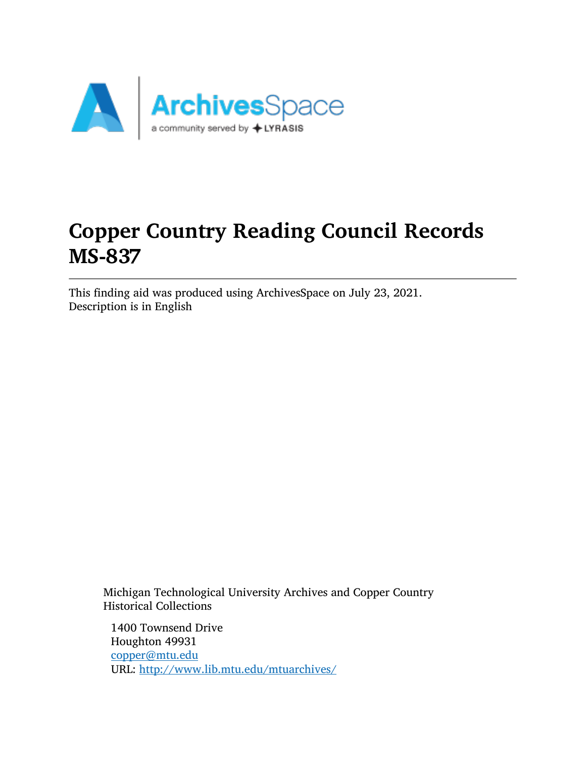# Copper Country Reading Council Records MS-837

This finding aid was produced using ArchivesSpace on July 23, 2021.
Description is in English

Michigan Technological University Archives and Copper Country Historical Collections

1400 Townsend Drive
Houghton 49931
copper@mtu.edu
URL: http://www.lib.mtu.edu/mtuarchives/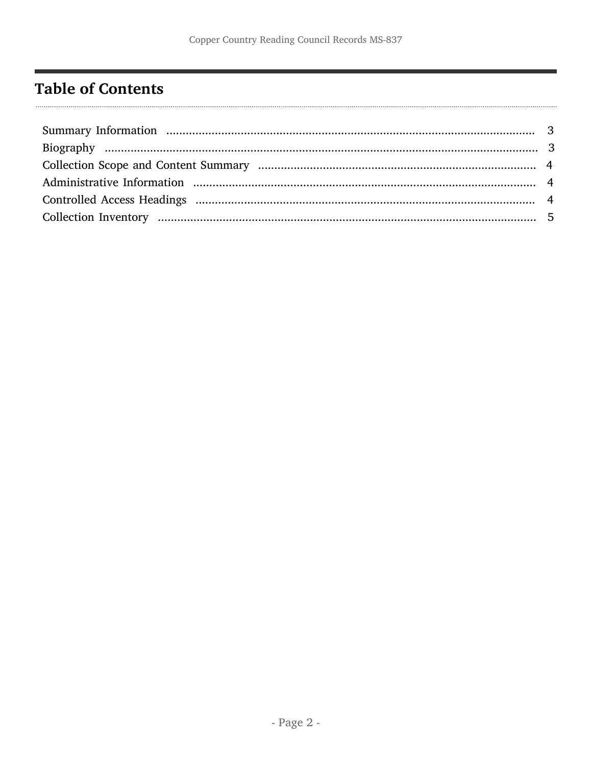# Table of Contents

| | |
|---|---|
| Summary Information | 3 |
| Biography | 3 |
| Collection Scope and Content Summary | 4 |
| Administrative Information | 4 |
| Controlled Access Headings | 4 |
| Collection Inventory | 5 |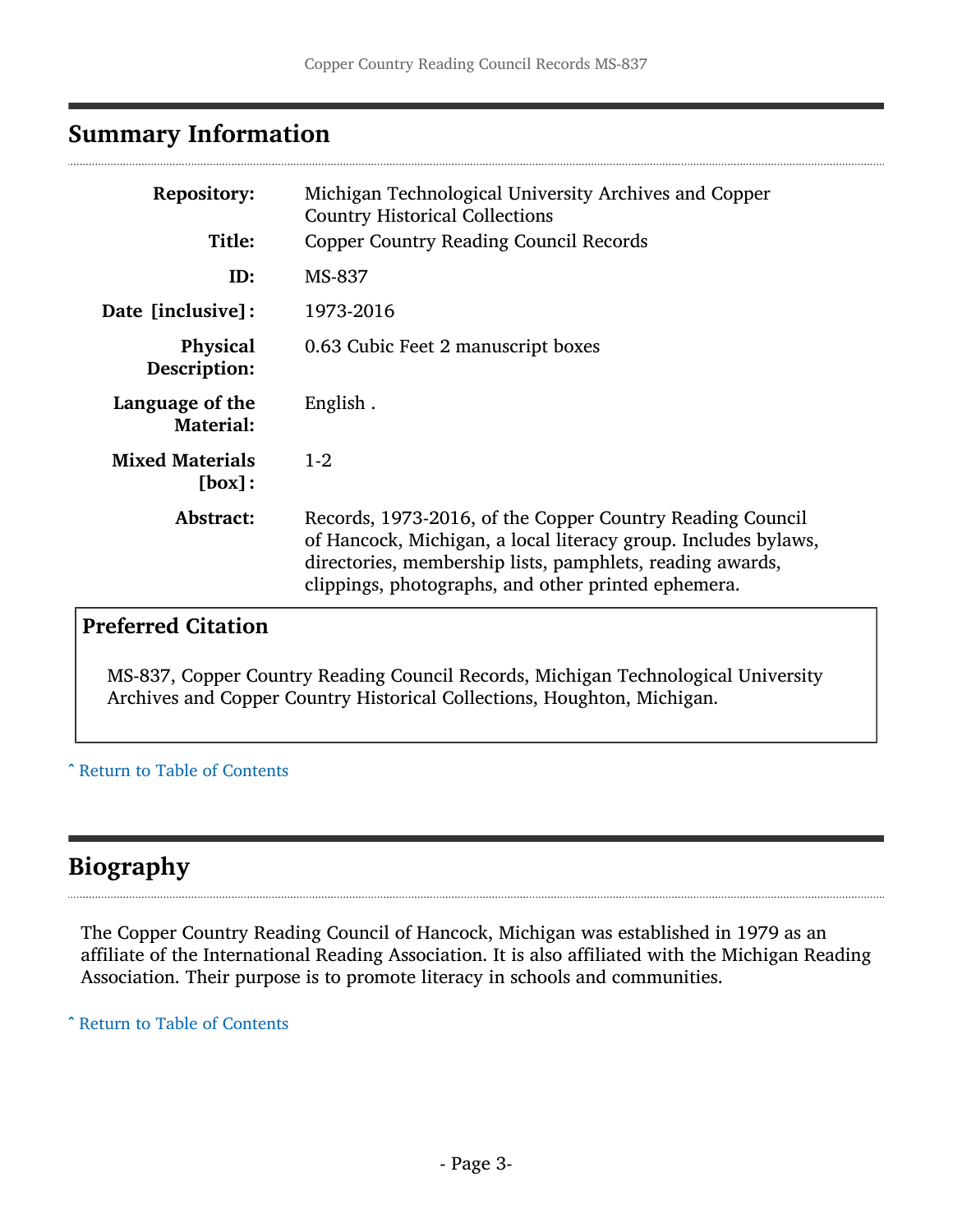## Summary Information

| | |
|---|---|
| **Repository:** | Michigan Technological University Archives and Copper Country Historical Collections |
| **Title:** | Copper Country Reading Council Records |
| **ID:** | MS-837 |
| **Date [inclusive]:** | 1973-2016 |
| **Physical Description:** | 0.63 Cubic Feet 2 manuscript boxes |
| **Language of the Material:** | English . |
| **Mixed Materials [box]:** | 1-2 |
| **Abstract:** | Records, 1973-2016, of the Copper Country Reading Council of Hancock, Michigan, a local literacy group. Includes bylaws, directories, membership lists, pamphlets, reading awards, clippings, photographs, and other printed ephemera. |

### Preferred Citation

MS-837, Copper Country Reading Council Records, Michigan Technological University Archives and Copper Country Historical Collections, Houghton, Michigan.

ˆ Return to Table of Contents

## Biography

The Copper Country Reading Council of Hancock, Michigan was established in 1979 as an affiliate of the International Reading Association. It is also affiliated with the Michigan Reading Association. Their purpose is to promote literacy in schools and communities.

ˆ Return to Table of Contents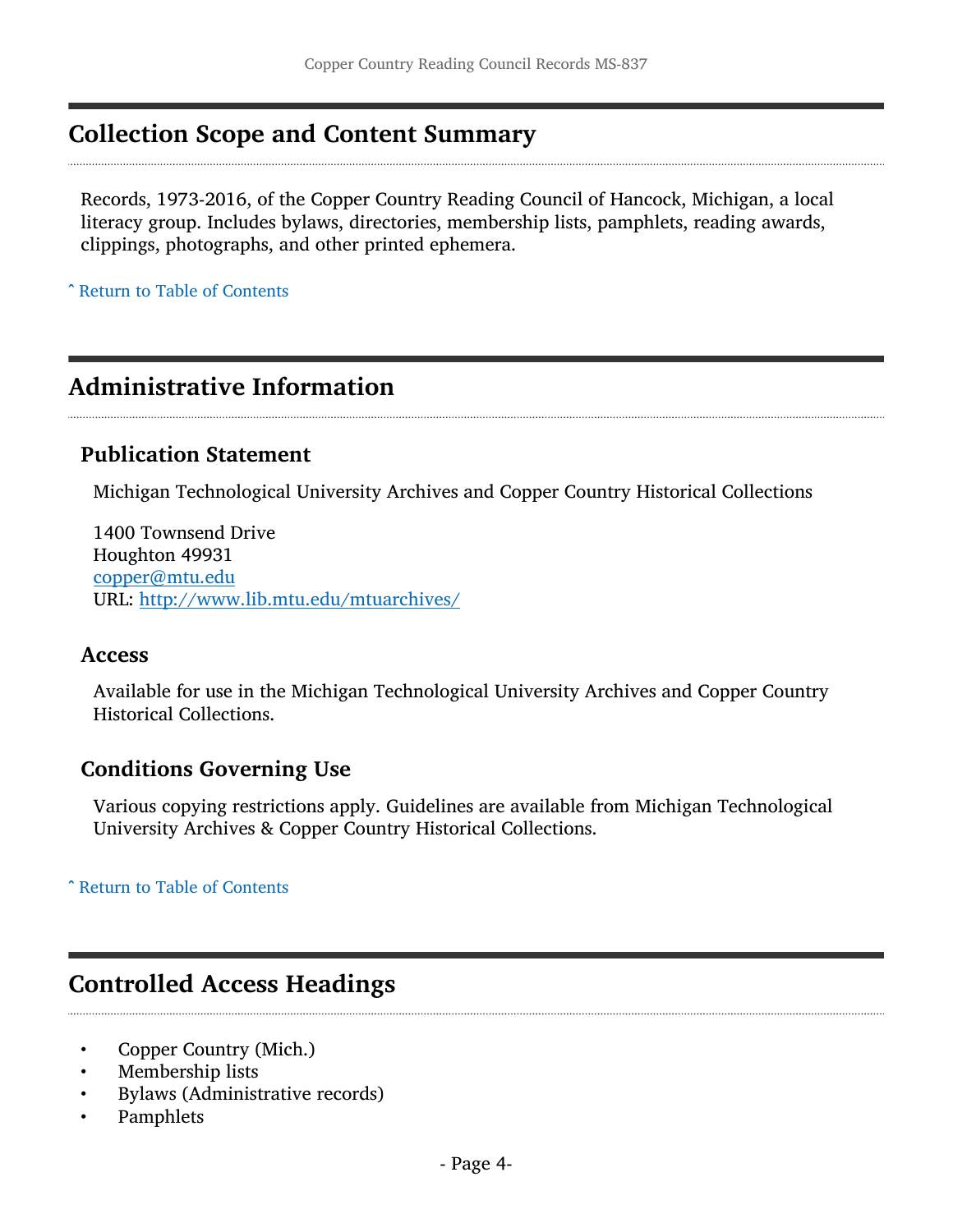## Collection Scope and Content Summary

Records, 1973-2016, of the Copper Country Reading Council of Hancock, Michigan, a local literacy group. Includes bylaws, directories, membership lists, pamphlets, reading awards, clippings, photographs, and other printed ephemera.

ˆ Return to Table of Contents

## Administrative Information

### Publication Statement

Michigan Technological University Archives and Copper Country Historical Collections

1400 Townsend Drive
Houghton 49931
copper@mtu.edu
URL: http://www.lib.mtu.edu/mtuarchives/

### Access

Available for use in the Michigan Technological University Archives and Copper Country Historical Collections.

### Conditions Governing Use

Various copying restrictions apply. Guidelines are available from Michigan Technological University Archives & Copper Country Historical Collections.

ˆ Return to Table of Contents

## Controlled Access Headings

- Copper Country (Mich.)
- Membership lists
- Bylaws (Administrative records)
- Pamphlets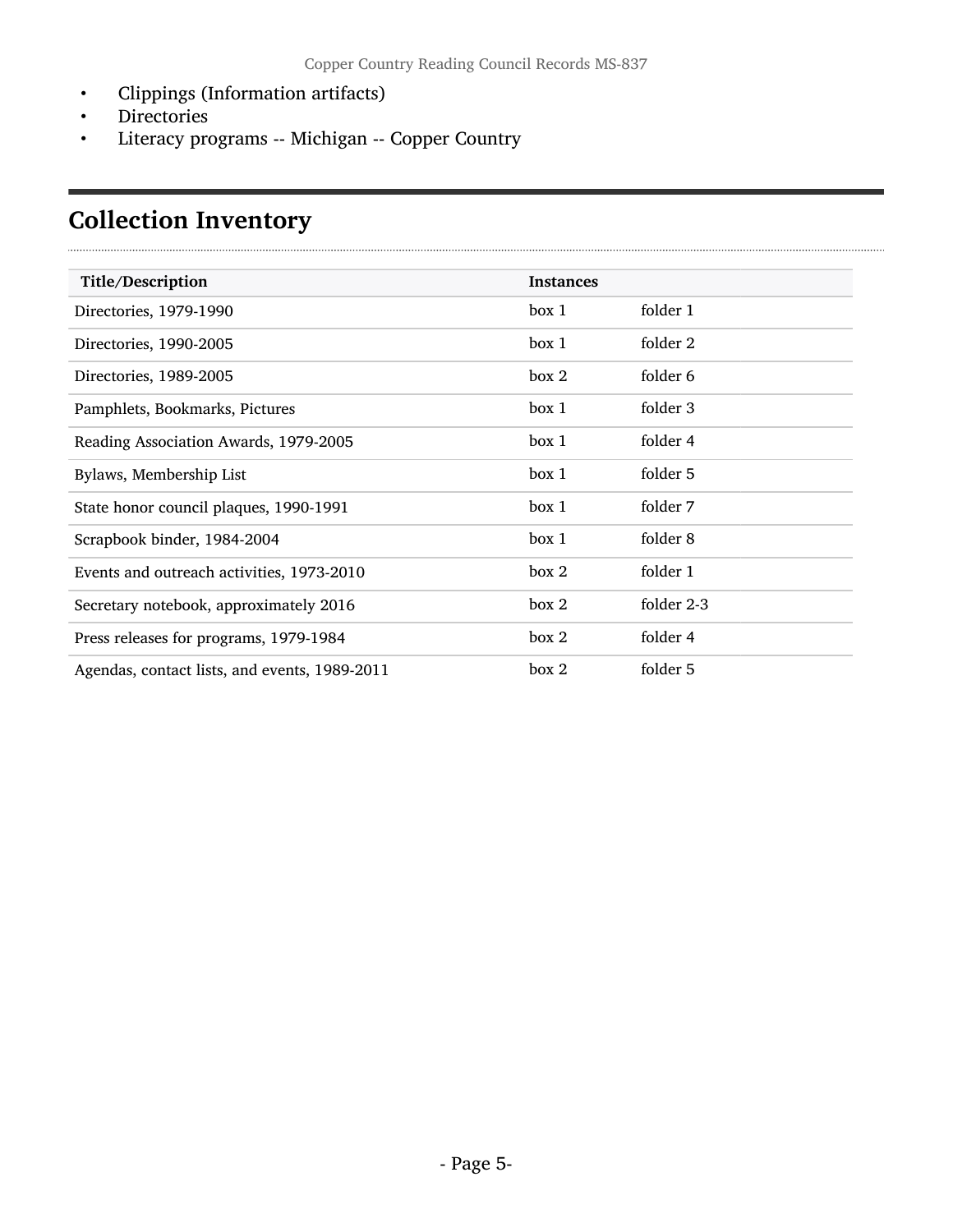- Clippings (Information artifacts)
- Directories
- Literacy programs -- Michigan -- Copper Country

## Collection Inventory

| Title/Description | Instances | |
|---|---|---|
| Directories, 1979-1990 | box 1 | folder 1 |
| Directories, 1990-2005 | box 1 | folder 2 |
| Directories, 1989-2005 | box 2 | folder 6 |
| Pamphlets, Bookmarks, Pictures | box 1 | folder 3 |
| Reading Association Awards, 1979-2005 | box 1 | folder 4 |
| Bylaws, Membership List | box 1 | folder 5 |
| State honor council plaques, 1990-1991 | box 1 | folder 7 |
| Scrapbook binder, 1984-2004 | box 1 | folder 8 |
| Events and outreach activities, 1973-2010 | box 2 | folder 1 |
| Secretary notebook, approximately 2016 | box 2 | folder 2-3 |
| Press releases for programs, 1979-1984 | box 2 | folder 4 |
| Agendas, contact lists, and events, 1989-2011 | box 2 | folder 5 |